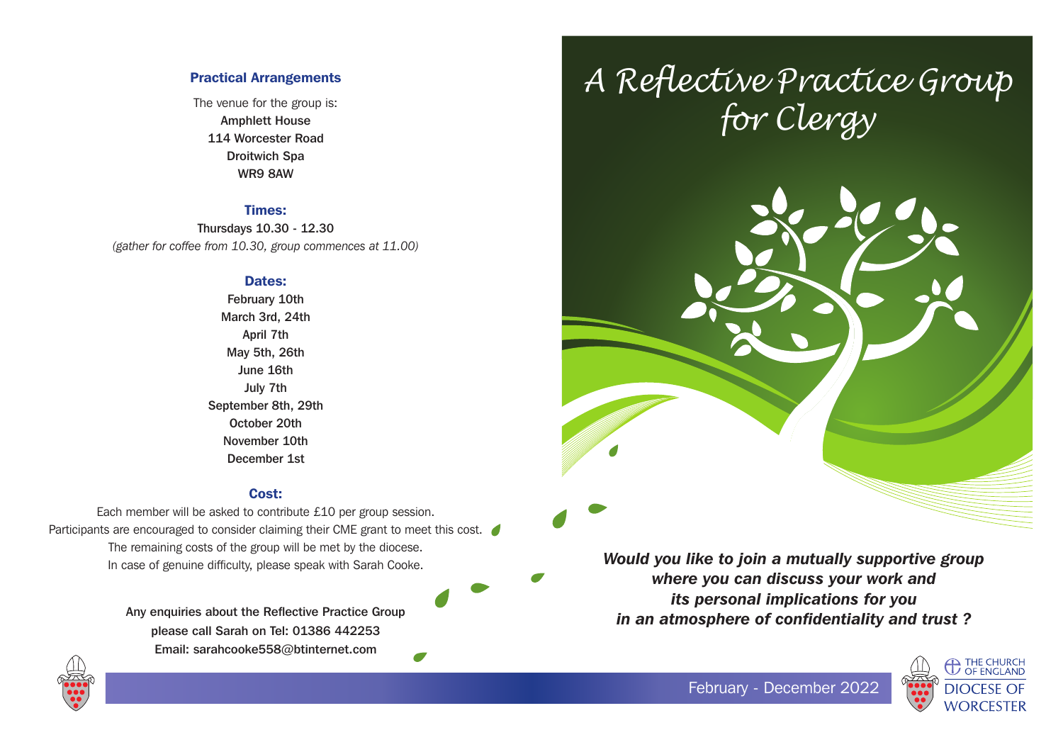## Practical Arrangements

The venue for the group is:

**Amphlett House**
**114 Worcester Road**
**Droitwich Spa**
**WR9 8AW**

### Times:

**Thursdays 10.30 - 12.30**

*(gather for coffee from 10.30, group commences at 11.00)*

### Dates:

**February 10th**
**March 3rd, 24th**
**April 7th**
**May 5th, 26th**
**June 16th**
**July 7th**
**September 8th, 29th**
**October 20th**
**November 10th**
**December 1st**

### Cost:

Each member will be asked to contribute £10 per group session.
Participants are encouraged to consider claiming their CME grant to meet this cost.
The remaining costs of the group will be met by the diocese.
In case of genuine difficulty, please speak with Sarah Cooke.

**Any enquiries about the Reflective Practice Group**
**please call Sarah on Tel: 01386 442253**
**Email: sarahcooke558@btinternet.com**

# A Reflective Practice Group for Clergy

***Would you like to join a mutually supportive group where you can discuss your work and its personal implications for you in an atmosphere of confidentiality and trust ?***

February - December 2022

THE CHURCH OF ENGLAND
DIOCESE OF WORCESTER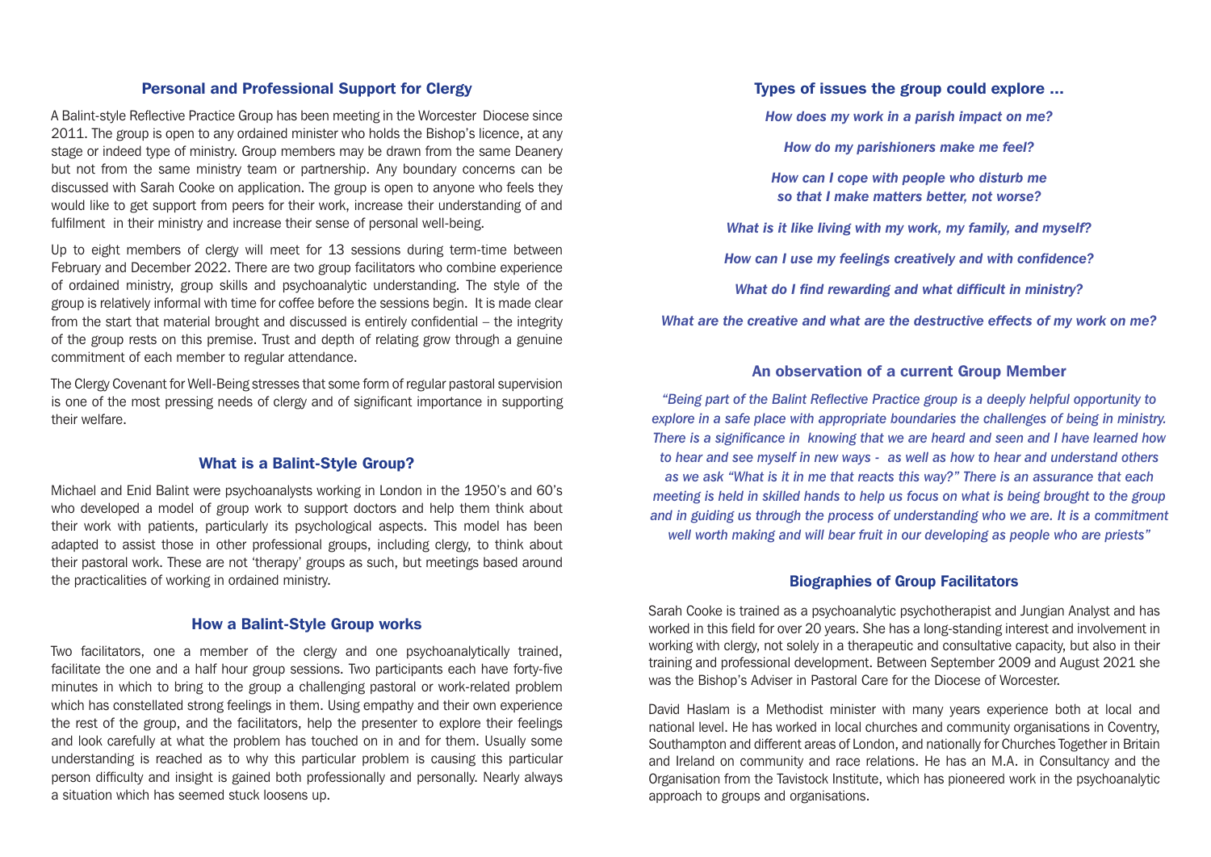## Personal and Professional Support for Clergy

A Balint-style Reflective Practice Group has been meeting in the Worcester Diocese since 2011. The group is open to any ordained minister who holds the Bishop's licence, at any stage or indeed type of ministry. Group members may be drawn from the same Deanery but not from the same ministry team or partnership. Any boundary concerns can be discussed with Sarah Cooke on application. The group is open to anyone who feels they would like to get support from peers for their work, increase their understanding of and fulfilment in their ministry and increase their sense of personal well-being.

Up to eight members of clergy will meet for 13 sessions during term-time between February and December 2022. There are two group facilitators who combine experience of ordained ministry, group skills and psychoanalytic understanding. The style of the group is relatively informal with time for coffee before the sessions begin. It is made clear from the start that material brought and discussed is entirely confidential – the integrity of the group rests on this premise. Trust and depth of relating grow through a genuine commitment of each member to regular attendance.

The Clergy Covenant for Well-Being stresses that some form of regular pastoral supervision is one of the most pressing needs of clergy and of significant importance in supporting their welfare.

## What is a Balint-Style Group?

Michael and Enid Balint were psychoanalysts working in London in the 1950's and 60's who developed a model of group work to support doctors and help them think about their work with patients, particularly its psychological aspects. This model has been adapted to assist those in other professional groups, including clergy, to think about their pastoral work. These are not 'therapy' groups as such, but meetings based around the practicalities of working in ordained ministry.

## How a Balint-Style Group works

Two facilitators, one a member of the clergy and one psychoanalytically trained, facilitate the one and a half hour group sessions. Two participants each have forty-five minutes in which to bring to the group a challenging pastoral or work-related problem which has constellated strong feelings in them. Using empathy and their own experience the rest of the group, and the facilitators, help the presenter to explore their feelings and look carefully at what the problem has touched on in and for them. Usually some understanding is reached as to why this particular problem is causing this particular person difficulty and insight is gained both professionally and personally. Nearly always a situation which has seemed stuck loosens up.

## Types of issues the group could explore ...

*How does my work in a parish impact on me?*

*How do my parishioners make me feel?*

*How can I cope with people who disturb me so that I make matters better, not worse?*

*What is it like living with my work, my family, and myself?*

*How can I use my feelings creatively and with confidence?*

*What do I find rewarding and what difficult in ministry?*

*What are the creative and what are the destructive effects of my work on me?*

## An observation of a current Group Member

*"Being part of the Balint Reflective Practice group is a deeply helpful opportunity to explore in a safe place with appropriate boundaries the challenges of being in ministry. There is a significance in knowing that we are heard and seen and I have learned how to hear and see myself in new ways - as well as how to hear and understand others as we ask "What is it in me that reacts this way?" There is an assurance that each meeting is held in skilled hands to help us focus on what is being brought to the group and in guiding us through the process of understanding who we are. It is a commitment well worth making and will bear fruit in our developing as people who are priests"*

## Biographies of Group Facilitators

Sarah Cooke is trained as a psychoanalytic psychotherapist and Jungian Analyst and has worked in this field for over 20 years. She has a long-standing interest and involvement in working with clergy, not solely in a therapeutic and consultative capacity, but also in their training and professional development. Between September 2009 and August 2021 she was the Bishop's Adviser in Pastoral Care for the Diocese of Worcester.

David Haslam is a Methodist minister with many years experience both at local and national level. He has worked in local churches and community organisations in Coventry, Southampton and different areas of London, and nationally for Churches Together in Britain and Ireland on community and race relations. He has an M.A. in Consultancy and the Organisation from the Tavistock Institute, which has pioneered work in the psychoanalytic approach to groups and organisations.